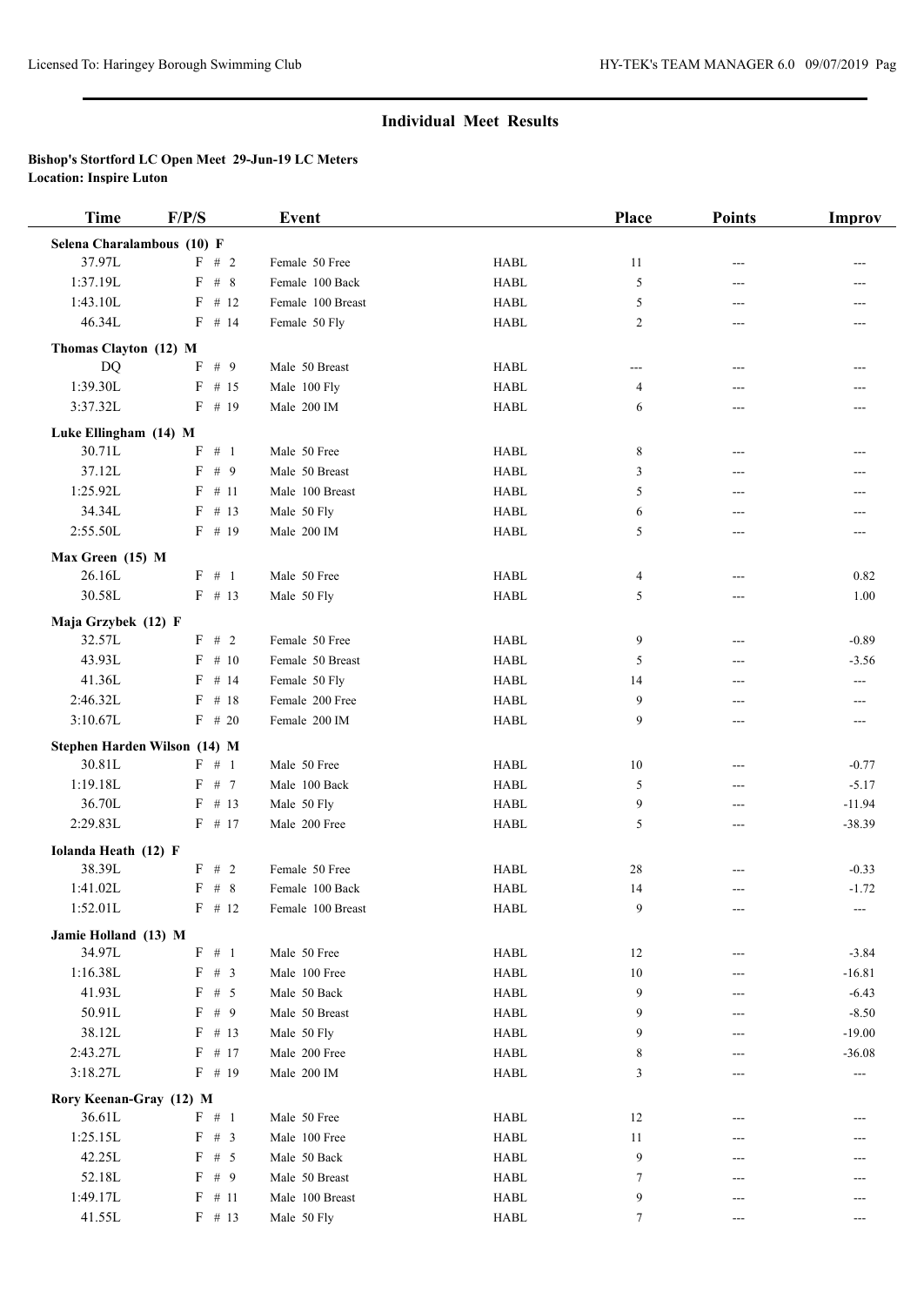## Individual Meet Results

**Bishop's Stortford LC Open Meet 29-Jun-19 LC Meters**
**Location: Inspire Luton**

| Time | F/P/S | Event | | Place | Points | Improv |
|---|---|---|---|---|---|---|
| **Selena Charalambous (10) F** | | | | | | |
| 37.97L | F # 2 | Female 50 Free | HABL | 11 | --- | --- |
| 1:37.19L | F # 8 | Female 100 Back | HABL | 5 | --- | --- |
| 1:43.10L | F # 12 | Female 100 Breast | HABL | 5 | --- | --- |
| 46.34L | F # 14 | Female 50 Fly | HABL | 2 | --- | --- |
| **Thomas Clayton (12) M** | | | | | | |
| DQ | F # 9 | Male 50 Breast | HABL | --- | --- | --- |
| 1:39.30L | F # 15 | Male 100 Fly | HABL | 4 | --- | --- |
| 3:37.32L | F # 19 | Male 200 IM | HABL | 6 | --- | --- |
| **Luke Ellingham (14) M** | | | | | | |
| 30.71L | F # 1 | Male 50 Free | HABL | 8 | --- | --- |
| 37.12L | F # 9 | Male 50 Breast | HABL | 3 | --- | --- |
| 1:25.92L | F # 11 | Male 100 Breast | HABL | 5 | --- | --- |
| 34.34L | F # 13 | Male 50 Fly | HABL | 6 | --- | --- |
| 2:55.50L | F # 19 | Male 200 IM | HABL | 5 | --- | --- |
| **Max Green (15) M** | | | | | | |
| 26.16L | F # 1 | Male 50 Free | HABL | 4 | --- | 0.82 |
| 30.58L | F # 13 | Male 50 Fly | HABL | 5 | --- | 1.00 |
| **Maja Grzybek (12) F** | | | | | | |
| 32.57L | F # 2 | Female 50 Free | HABL | 9 | --- | -0.89 |
| 43.93L | F # 10 | Female 50 Breast | HABL | 5 | --- | -3.56 |
| 41.36L | F # 14 | Female 50 Fly | HABL | 14 | --- | --- |
| 2:46.32L | F # 18 | Female 200 Free | HABL | 9 | --- | --- |
| 3:10.67L | F # 20 | Female 200 IM | HABL | 9 | --- | --- |
| **Stephen Harden Wilson (14) M** | | | | | | |
| 30.81L | F # 1 | Male 50 Free | HABL | 10 | --- | -0.77 |
| 1:19.18L | F # 7 | Male 100 Back | HABL | 5 | --- | -5.17 |
| 36.70L | F # 13 | Male 50 Fly | HABL | 9 | --- | -11.94 |
| 2:29.83L | F # 17 | Male 200 Free | HABL | 5 | --- | -38.39 |
| **Iolanda Heath (12) F** | | | | | | |
| 38.39L | F # 2 | Female 50 Free | HABL | 28 | --- | -0.33 |
| 1:41.02L | F # 8 | Female 100 Back | HABL | 14 | --- | -1.72 |
| 1:52.01L | F # 12 | Female 100 Breast | HABL | 9 | --- | --- |
| **Jamie Holland (13) M** | | | | | | |
| 34.97L | F # 1 | Male 50 Free | HABL | 12 | --- | -3.84 |
| 1:16.38L | F # 3 | Male 100 Free | HABL | 10 | --- | -16.81 |
| 41.93L | F # 5 | Male 50 Back | HABL | 9 | --- | -6.43 |
| 50.91L | F # 9 | Male 50 Breast | HABL | 9 | --- | -8.50 |
| 38.12L | F # 13 | Male 50 Fly | HABL | 9 | --- | -19.00 |
| 2:43.27L | F # 17 | Male 200 Free | HABL | 8 | --- | -36.08 |
| 3:18.27L | F # 19 | Male 200 IM | HABL | 3 | --- | --- |
| **Rory Keenan-Gray (12) M** | | | | | | |
| 36.61L | F # 1 | Male 50 Free | HABL | 12 | --- | --- |
| 1:25.15L | F # 3 | Male 100 Free | HABL | 11 | --- | --- |
| 42.25L | F # 5 | Male 50 Back | HABL | 9 | --- | --- |
| 52.18L | F # 9 | Male 50 Breast | HABL | 7 | --- | --- |
| 1:49.17L | F # 11 | Male 100 Breast | HABL | 9 | --- | --- |
| 41.55L | F # 13 | Male 50 Fly | HABL | 7 | --- | --- |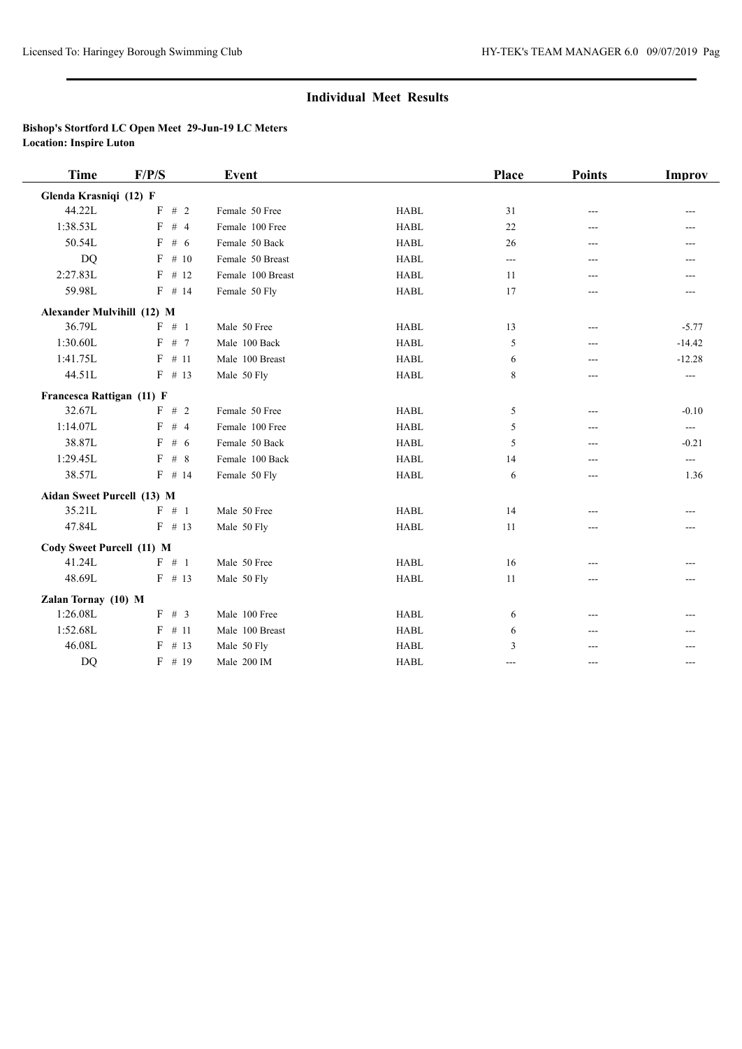## Individual Meet Results

**Bishop's Stortford LC Open Meet 29-Jun-19 LC Meters**
**Location: Inspire Luton**

| Time | F/P/S | Event | | Place | Points | Improv |
|---|---|---|---|---|---|---|
| **Glenda Krasniqi (12) F** | | | | | | |
| 44.22L | F # 2 | Female 50 Free | HABL | 31 | --- | --- |
| 1:38.53L | F # 4 | Female 100 Free | HABL | 22 | --- | --- |
| 50.54L | F # 6 | Female 50 Back | HABL | 26 | --- | --- |
| DQ | F # 10 | Female 50 Breast | HABL | --- | --- | --- |
| 2:27.83L | F # 12 | Female 100 Breast | HABL | 11 | --- | --- |
| 59.98L | F # 14 | Female 50 Fly | HABL | 17 | --- | --- |
| **Alexander Mulvihill (12) M** | | | | | | |
| 36.79L | F # 1 | Male 50 Free | HABL | 13 | --- | -5.77 |
| 1:30.60L | F # 7 | Male 100 Back | HABL | 5 | --- | -14.42 |
| 1:41.75L | F # 11 | Male 100 Breast | HABL | 6 | --- | -12.28 |
| 44.51L | F # 13 | Male 50 Fly | HABL | 8 | --- | --- |
| **Francesca Rattigan (11) F** | | | | | | |
| 32.67L | F # 2 | Female 50 Free | HABL | 5 | --- | -0.10 |
| 1:14.07L | F # 4 | Female 100 Free | HABL | 5 | --- | --- |
| 38.87L | F # 6 | Female 50 Back | HABL | 5 | --- | -0.21 |
| 1:29.45L | F # 8 | Female 100 Back | HABL | 14 | --- | --- |
| 38.57L | F # 14 | Female 50 Fly | HABL | 6 | --- | 1.36 |
| **Aidan Sweet Purcell (13) M** | | | | | | |
| 35.21L | F # 1 | Male 50 Free | HABL | 14 | --- | --- |
| 47.84L | F # 13 | Male 50 Fly | HABL | 11 | --- | --- |
| **Cody Sweet Purcell (11) M** | | | | | | |
| 41.24L | F # 1 | Male 50 Free | HABL | 16 | --- | --- |
| 48.69L | F # 13 | Male 50 Fly | HABL | 11 | --- | --- |
| **Zalan Tornay (10) M** | | | | | | |
| 1:26.08L | F # 3 | Male 100 Free | HABL | 6 | --- | --- |
| 1:52.68L | F # 11 | Male 100 Breast | HABL | 6 | --- | --- |
| 46.08L | F # 13 | Male 50 Fly | HABL | 3 | --- | --- |
| DQ | F # 19 | Male 200 IM | HABL | --- | --- | --- |